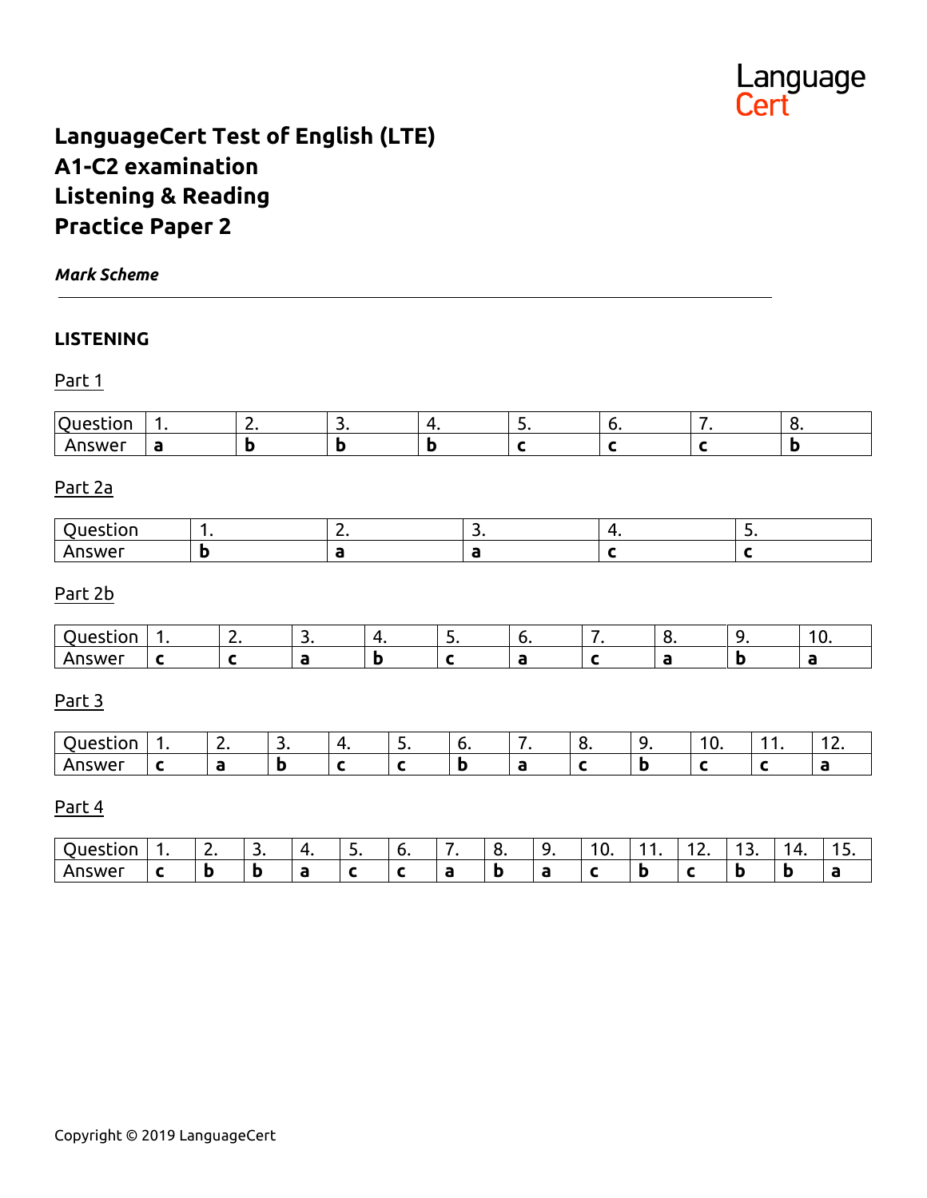LanguageCert

# LanguageCert Test of English (LTE)
# A1-C2 examination
# Listening & Reading
# Practice Paper 2

***Mark Scheme***

---

## LISTENING

### Part 1

| Question | 1. | 2. | 3. | 4. | 5. | 6. | 7. | 8. |
|---|---|---|---|---|---|---|---|---|
| Answer | **a** | **b** | **b** | **b** | **c** | **c** | **c** | **b** |

### Part 2a

| Question | 1. | 2. | 3. | 4. | 5. |
|---|---|---|---|---|---|
| Answer | **b** | **a** | **a** | **c** | **c** |

### Part 2b

| Question | 1. | 2. | 3. | 4. | 5. | 6. | 7. | 8. | 9. | 10. |
|---|---|---|---|---|---|---|---|---|---|---|
| Answer | **c** | **c** | **a** | **b** | **c** | **a** | **c** | **a** | **b** | **a** |

### Part 3

| Question | 1. | 2. | 3. | 4. | 5. | 6. | 7. | 8. | 9. | 10. | 11. | 12. |
|---|---|---|---|---|---|---|---|---|---|---|---|---|
| Answer | **c** | **a** | **b** | **c** | **c** | **b** | **a** | **c** | **b** | **c** | **c** | **a** |

### Part 4

| Question | 1. | 2. | 3. | 4. | 5. | 6. | 7. | 8. | 9. | 10. | 11. | 12. | 13. | 14. | 15. |
|---|---|---|---|---|---|---|---|---|---|---|---|---|---|---|---|
| Answer | **c** | **b** | **b** | **a** | **c** | **c** | **a** | **b** | **a** | **c** | **b** | **c** | **b** | **b** | **a** |

Copyright © 2019 LanguageCert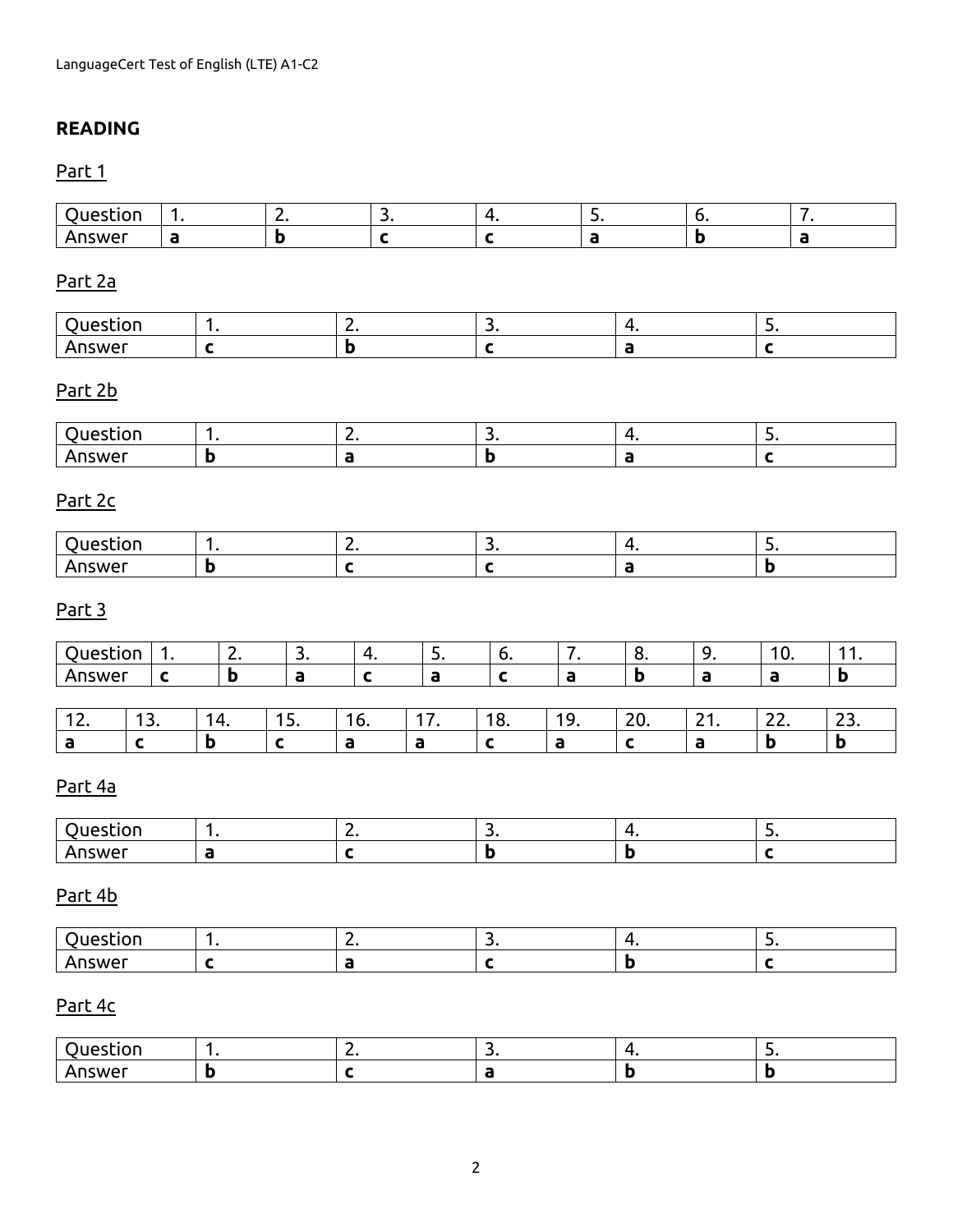## READING

### Part 1

| Question | 1. | 2. | 3. | 4. | 5. | 6. | 7. |
|---|---|---|---|---|---|---|---|
| Answer | **a** | **b** | **c** | **c** | **a** | **b** | **a** |

### Part 2a

| Question | 1. | 2. | 3. | 4. | 5. |
|---|---|---|---|---|---|
| Answer | **c** | **b** | **c** | **a** | **c** |

### Part 2b

| Question | 1. | 2. | 3. | 4. | 5. |
|---|---|---|---|---|---|
| Answer | **b** | **a** | **b** | **a** | **c** |

### Part 2c

| Question | 1. | 2. | 3. | 4. | 5. |
|---|---|---|---|---|---|
| Answer | **b** | **c** | **c** | **a** | **b** |

### Part 3

| Question | 1. | 2. | 3. | 4. | 5. | 6. | 7. | 8. | 9. | 10. | 11. |
|---|---|---|---|---|---|---|---|---|---|---|---|
| Answer | **c** | **b** | **a** | **c** | **a** | **c** | **a** | **b** | **a** | **a** | **b** |

| 12. | 13. | 14. | 15. | 16. | 17. | 18. | 19. | 20. | 21. | 22. | 23. |
|---|---|---|---|---|---|---|---|---|---|---|---|
| **a** | **c** | **b** | **c** | **a** | **a** | **c** | **a** | **c** | **a** | **b** | **b** |

### Part 4a

| Question | 1. | 2. | 3. | 4. | 5. |
|---|---|---|---|---|---|
| Answer | **a** | **c** | **b** | **b** | **c** |

### Part 4b

| Question | 1. | 2. | 3. | 4. | 5. |
|---|---|---|---|---|---|
| Answer | **c** | **a** | **c** | **b** | **c** |

### Part 4c

| Question | 1. | 2. | 3. | 4. | 5. |
|---|---|---|---|---|---|
| Answer | **b** | **c** | **a** | **b** | **b** |